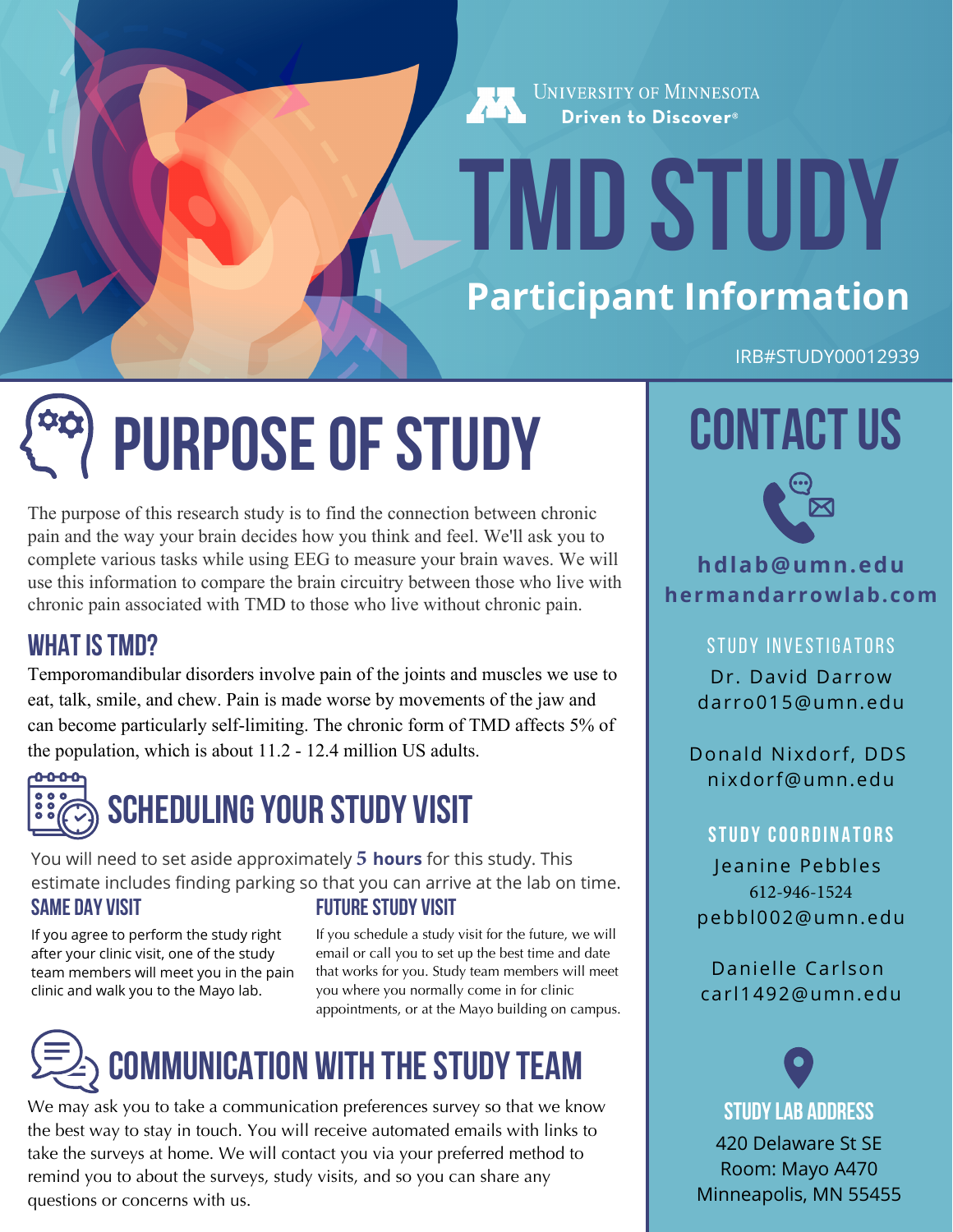University of Minnesota
Driven to Discover®

# TMD STUDY

## Participant Information

IRB#STUDY00012939

## PURPOSE OF STUDY

The purpose of this research study is to find the connection between chronic pain and the way your brain decides how you think and feel. We'll ask you to complete various tasks while using EEG to measure your brain waves. We will use this information to compare the brain circuitry between those who live with chronic pain associated with TMD to those who live without chronic pain.

### WHAT IS TMD?

Temporomandibular disorders involve pain of the joints and muscles we use to eat, talk, smile, and chew. Pain is made worse by movements of the jaw and can become particularly self-limiting. The chronic form of TMD affects 5% of the population, which is about 11.2 - 12.4 million US adults.

## SCHEDULING YOUR STUDY VISIT

You will need to set aside approximately **5 hours** for this study. This estimate includes finding parking so that you can arrive at the lab on time.

### SAME DAY VISIT

If you agree to perform the study right after your clinic visit, one of the study team members will meet you in the pain clinic and walk you to the Mayo lab.

### FUTURE STUDY VISIT

If you schedule a study visit for the future, we will email or call you to set up the best time and date that works for you. Study team members will meet you where you normally come in for clinic appointments, or at the Mayo building on campus.

## COMMUNICATION WITH THE STUDY TEAM

We may ask you to take a communication preferences survey so that we know the best way to stay in touch. You will receive automated emails with links to take the surveys at home. We will contact you via your preferred method to remind you to about the surveys, study visits, and so you can share any questions or concerns with us.

## CONTACT US

**hdlab@umn.edu**
**hermandarrowlab.com**

### STUDY INVESTIGATORS

Dr. David Darrow
darro015@umn.edu

Donald Nixdorf, DDS
nixdorf@umn.edu

### STUDY COORDINATORS

Jeanine Pebbles
612-946-1524
pebbl002@umn.edu

Danielle Carlson
carl1492@umn.edu

### STUDY LAB ADDRESS

420 Delaware St SE
Room: Mayo A470
Minneapolis, MN 55455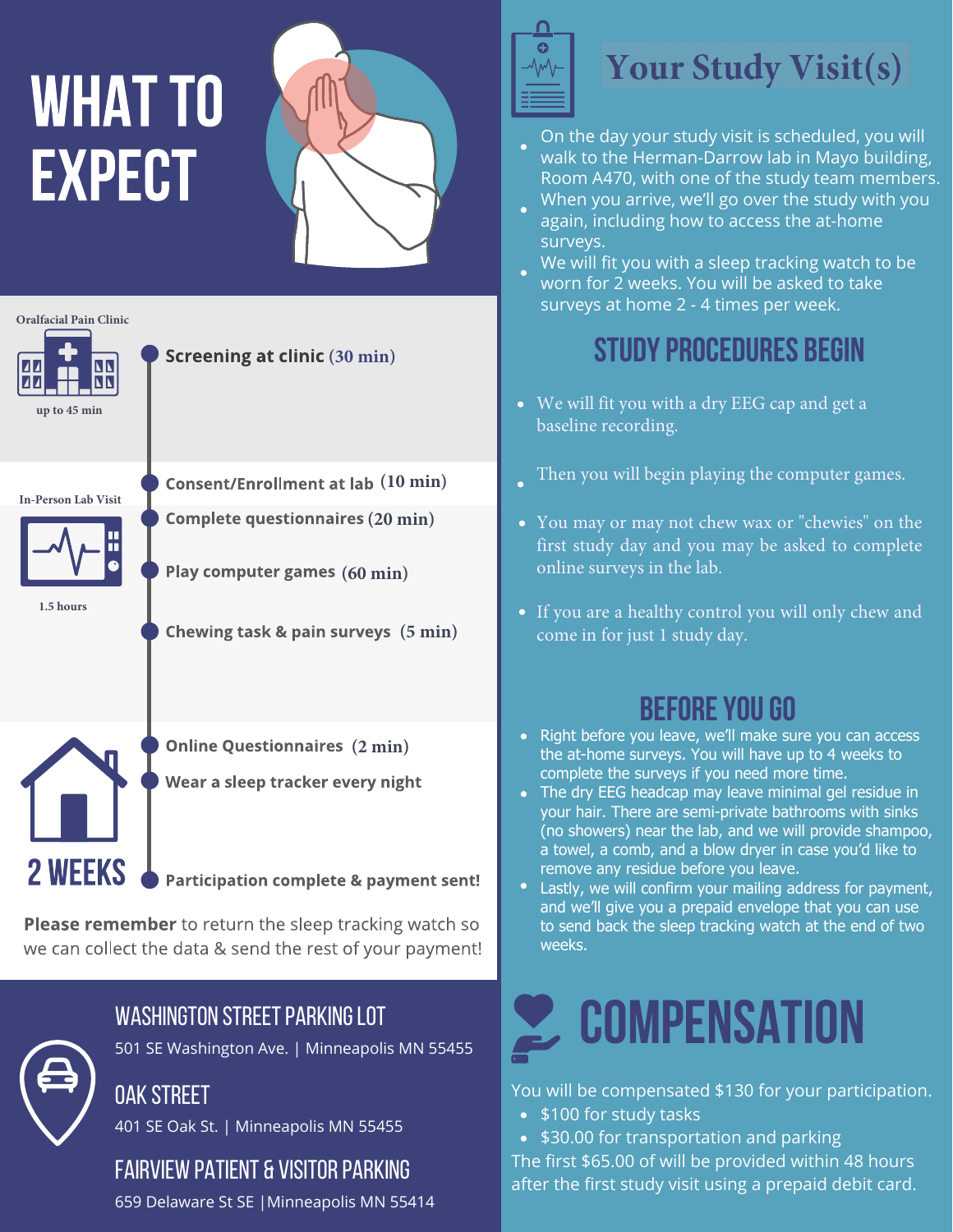# WHAT TO EXPECT

**Oralfacial Pain Clinic**

up to 45 min

- **Screening at clinic** (30 min)

**In-Person Lab Visit**

1.5 hours

- **Consent/Enrollment at lab** (10 min)
- **Complete questionnaires** (20 min)
- **Play computer games** (60 min)
- **Chewing task & pain surveys** (5 min)

**2 WEEKS**

- **Online Questionnaires** (2 min)
- **Wear a sleep tracker every night**
- **Participation complete & payment sent!**

**Please remember** to return the sleep tracking watch so we can collect the data & send the rest of your payment!

## WASHINGTON STREET PARKING LOT

501 SE Washington Ave. | Minneapolis MN 55455

## OAK STREET

401 SE Oak St. | Minneapolis MN 55455

## FAIRVIEW PATIENT & VISITOR PARKING

659 Delaware St SE |Minneapolis MN 55414

# Your Study Visit(s)

- On the day your study visit is scheduled, you will walk to the Herman-Darrow lab in Mayo building, Room A470, with one of the study team members.
- When you arrive, we'll go over the study with you again, including how to access the at-home surveys.
- We will fit you with a sleep tracking watch to be worn for 2 weeks. You will be asked to take surveys at home 2 - 4 times per week.

## STUDY PROCEDURES BEGIN

- We will fit you with a dry EEG cap and get a baseline recording.
- Then you will begin playing the computer games.
- You may or may not chew wax or "chewies" on the first study day and you may be asked to complete online surveys in the lab.
- If you are a healthy control you will only chew and come in for just 1 study day.

## BEFORE YOU GO

- Right before you leave, we'll make sure you can access the at-home surveys. You will have up to 4 weeks to complete the surveys if you need more time.
- The dry EEG headcap may leave minimal gel residue in your hair. There are semi-private bathrooms with sinks (no showers) near the lab, and we will provide shampoo, a towel, a comb, and a blow dryer in case you'd like to remove any residue before you leave.
- Lastly, we will confirm your mailing address for payment, and we'll give you a prepaid envelope that you can use to send back the sleep tracking watch at the end of two weeks.

# COMPENSATION

You will be compensated $130 for your participation.

- $100 for study tasks
- $30.00 for transportation and parking

The first $65.00 of will be provided within 48 hours after the first study visit using a prepaid debit card.